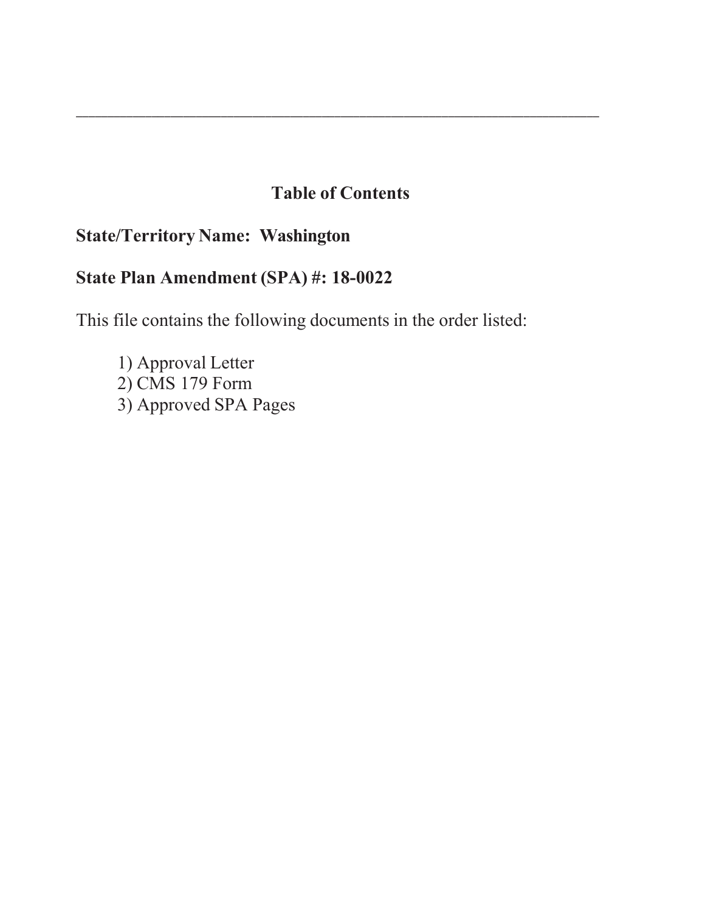---

## Table of Contents

**State/Territory Name: Washington**

**State Plan Amendment (SPA) #: 18-0022**

This file contains the following documents in the order listed:

1) Approval Letter
2) CMS 179 Form
3) Approved SPA Pages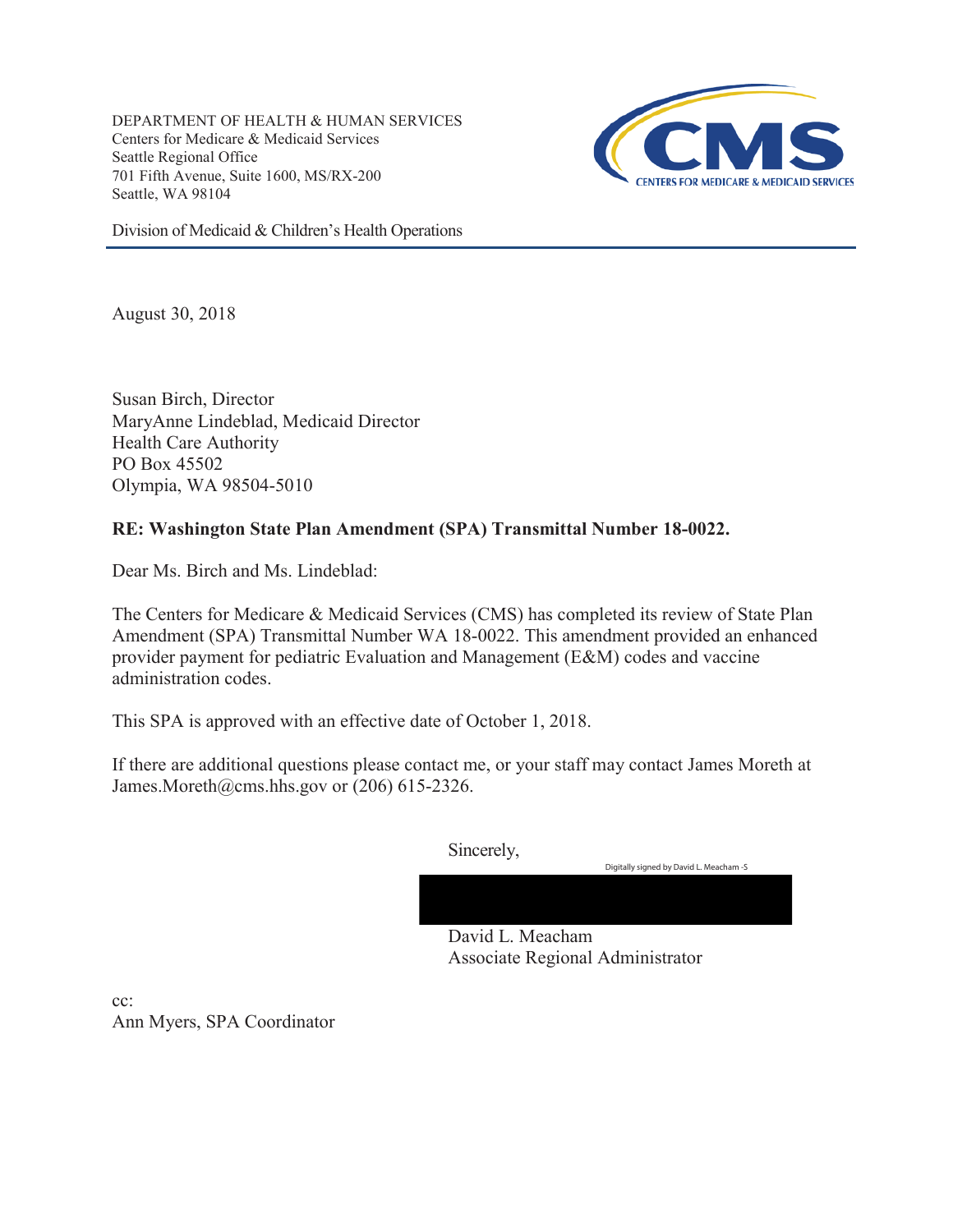DEPARTMENT OF HEALTH & HUMAN SERVICES
Centers for Medicare & Medicaid Services
Seattle Regional Office
701 Fifth Avenue, Suite 1600, MS/RX-200
Seattle, WA 98104

Division of Medicaid & Children's Health Operations

August 30, 2018

Susan Birch, Director
MaryAnne Lindeblad, Medicaid Director
Health Care Authority
PO Box 45502
Olympia, WA 98504-5010

**RE: Washington State Plan Amendment (SPA) Transmittal Number 18-0022.**

Dear Ms. Birch and Ms. Lindeblad:

The Centers for Medicare & Medicaid Services (CMS) has completed its review of State Plan Amendment (SPA) Transmittal Number WA 18-0022. This amendment provided an enhanced provider payment for pediatric Evaluation and Management (E&M) codes and vaccine administration codes.

This SPA is approved with an effective date of October 1, 2018.

If there are additional questions please contact me, or your staff may contact James Moreth at James.Moreth@cms.hhs.gov or (206) 615-2326.

Sincerely,

Digitally signed by David L. Meacham -S

David L. Meacham
Associate Regional Administrator

cc:
Ann Myers, SPA Coordinator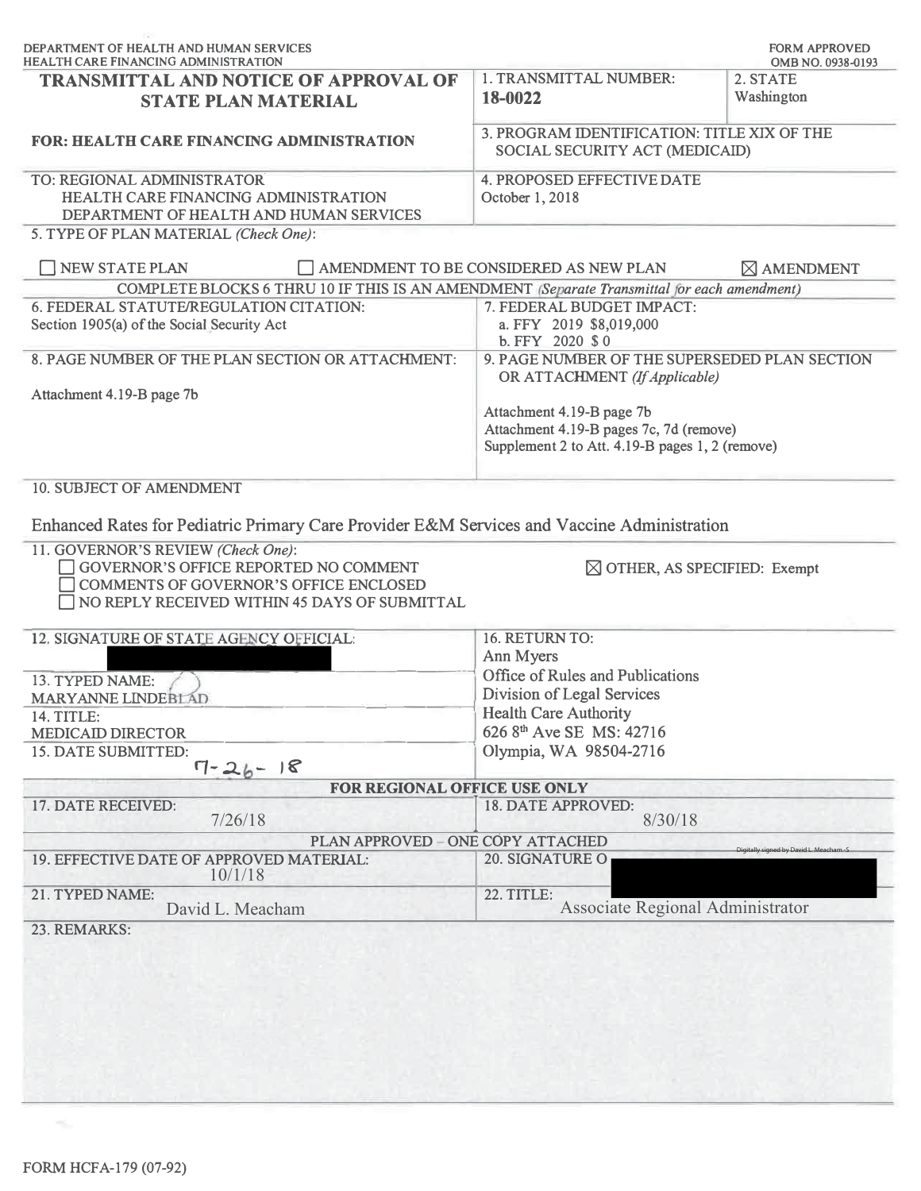DEPARTMENT OF HEALTH AND HUMAN SERVICES
HEALTH CARE FINANCING ADMINISTRATION

FORM APPROVED
OMB NO. 0938-0193

| **TRANSMITTAL AND NOTICE OF APPROVAL OF STATE PLAN MATERIAL** | 1. TRANSMITTAL NUMBER: **18-0022** | 2. STATE Washington |
|---|---|---|
| **FOR: HEALTH CARE FINANCING ADMINISTRATION** | 3. PROGRAM IDENTIFICATION: TITLE XIX OF THE SOCIAL SECURITY ACT (MEDICAID) | |
| TO: REGIONAL ADMINISTRATOR<br>HEALTH CARE FINANCING ADMINISTRATION<br>DEPARTMENT OF HEALTH AND HUMAN SERVICES | 4. PROPOSED EFFECTIVE DATE<br>October 1, 2018 | |

5. TYPE OF PLAN MATERIAL *(Check One)*:

☐ NEW STATE PLAN ☐ AMENDMENT TO BE CONSIDERED AS NEW PLAN ☒ AMENDMENT

COMPLETE BLOCKS 6 THRU 10 IF THIS IS AN AMENDMENT *(Separate Transmittal for each amendment)*

| 6. FEDERAL STATUTE/REGULATION CITATION:<br>Section 1905(a) of the Social Security Act | 7. FEDERAL BUDGET IMPACT:<br>a. FFY 2019 $8,019,000<br>b. FFY 2020 $ 0 |
|---|---|
| 8. PAGE NUMBER OF THE PLAN SECTION OR ATTACHMENT:<br>Attachment 4.19-B page 7b | 9. PAGE NUMBER OF THE SUPERSEDED PLAN SECTION OR ATTACHMENT *(If Applicable)*<br>Attachment 4.19-B page 7b<br>Attachment 4.19-B pages 7c, 7d (remove)<br>Supplement 2 to Att. 4.19-B pages 1, 2 (remove) |

10. SUBJECT OF AMENDMENT

Enhanced Rates for Pediatric Primary Care Provider E&M Services and Vaccine Administration

11. GOVERNOR'S REVIEW *(Check One)*:
☐ GOVERNOR'S OFFICE REPORTED NO COMMENT
☐ COMMENTS OF GOVERNOR'S OFFICE ENCLOSED
☐ NO REPLY RECEIVED WITHIN 45 DAYS OF SUBMITTAL
☒ OTHER, AS SPECIFIED: Exempt

| 12. SIGNATURE OF STATE AGENCY OFFICIAL: | 16. RETURN TO:<br>Ann Myers<br>Office of Rules and Publications<br>Division of Legal Services<br>Health Care Authority<br>626 8th Ave SE MS: 42716<br>Olympia, WA 98504-2716 |
|---|---|
| 13. TYPED NAME:<br>MARYANNE LINDEBLAD | |
| 14. TITLE:<br>MEDICAID DIRECTOR | |
| 15. DATE SUBMITTED:<br>7-26-18 | |

**FOR REGIONAL OFFICE USE ONLY**

| 17. DATE RECEIVED:<br>7/26/18 | 18. DATE APPROVED:<br>8/30/18 |
|---|---|
| PLAN APPROVED – ONE COPY ATTACHED | |
| 19. EFFECTIVE DATE OF APPROVED MATERIAL:<br>10/1/18 | 20. SIGNATURE OF REGIONAL OFFICIAL:<br>Digitally signed by David L. Meacham -S |
| 21. TYPED NAME:<br>David L. Meacham | 22. TITLE:<br>Associate Regional Administrator |

23. REMARKS:

FORM HCFA-179 (07-92)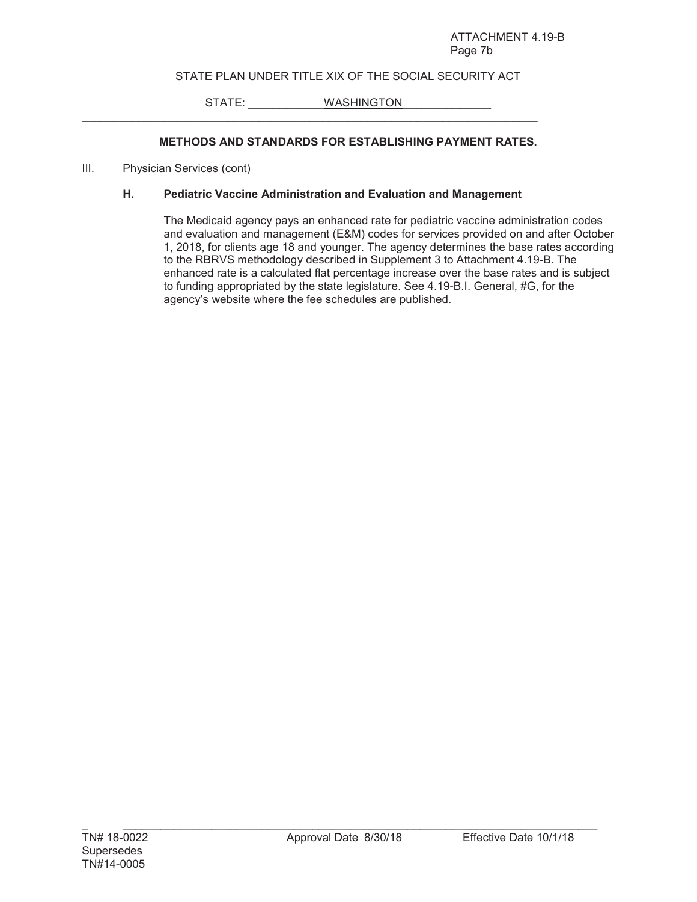ATTACHMENT 4.19-B
Page 7b

STATE PLAN UNDER TITLE XIX OF THE SOCIAL SECURITY ACT

STATE: WASHINGTON

## METHODS AND STANDARDS FOR ESTABLISHING PAYMENT RATES.

III. Physician Services (cont)

### H. Pediatric Vaccine Administration and Evaluation and Management

The Medicaid agency pays an enhanced rate for pediatric vaccine administration codes and evaluation and management (E&M) codes for services provided on and after October 1, 2018, for clients age 18 and younger. The agency determines the base rates according to the RBRVS methodology described in Supplement 3 to Attachment 4.19-B. The enhanced rate is a calculated flat percentage increase over the base rates and is subject to funding appropriated by the state legislature. See 4.19-B.I. General, #G, for the agency's website where the fee schedules are published.

TN# 18-0022 Approval Date 8/30/18 Effective Date 10/1/18
Supersedes
TN#14-0005